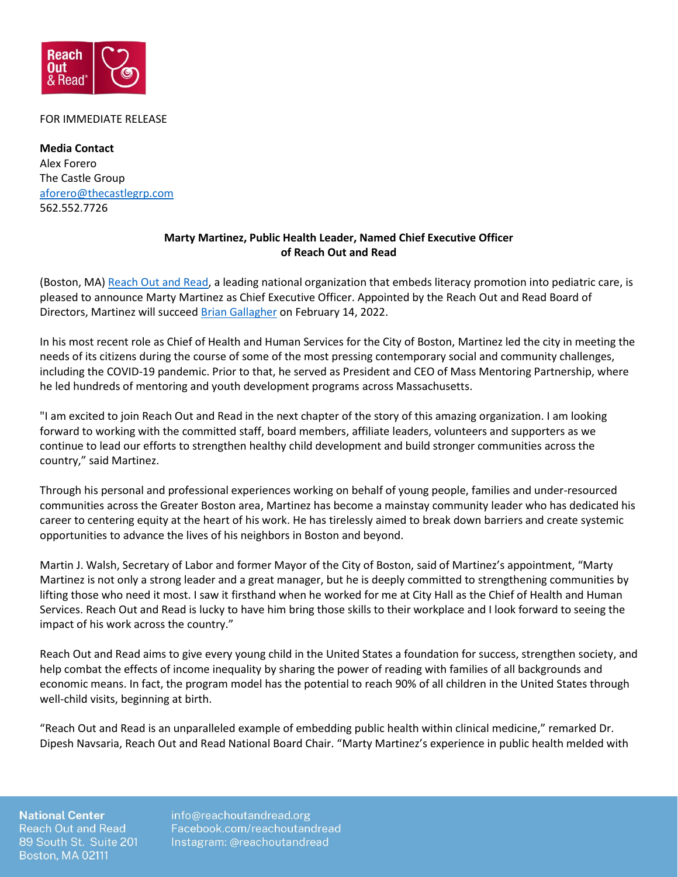FOR IMMEDIATE RELEASE

**Media Contact**
Alex Forero
The Castle Group
aforero@thecastlegrp.com
562.552.7726

**Marty Martinez, Public Health Leader, Named Chief Executive Officer of Reach Out and Read**

(Boston, MA) Reach Out and Read, a leading national organization that embeds literacy promotion into pediatric care, is pleased to announce Marty Martinez as Chief Executive Officer. Appointed by the Reach Out and Read Board of Directors, Martinez will succeed Brian Gallagher on February 14, 2022.

In his most recent role as Chief of Health and Human Services for the City of Boston, Martinez led the city in meeting the needs of its citizens during the course of some of the most pressing contemporary social and community challenges, including the COVID-19 pandemic. Prior to that, he served as President and CEO of Mass Mentoring Partnership, where he led hundreds of mentoring and youth development programs across Massachusetts.

"I am excited to join Reach Out and Read in the next chapter of the story of this amazing organization. I am looking forward to working with the committed staff, board members, affiliate leaders, volunteers and supporters as we continue to lead our efforts to strengthen healthy child development and build stronger communities across the country," said Martinez.

Through his personal and professional experiences working on behalf of young people, families and under-resourced communities across the Greater Boston area, Martinez has become a mainstay community leader who has dedicated his career to centering equity at the heart of his work. He has tirelessly aimed to break down barriers and create systemic opportunities to advance the lives of his neighbors in Boston and beyond.

Martin J. Walsh, Secretary of Labor and former Mayor of the City of Boston, said of Martinez's appointment, "Marty Martinez is not only a strong leader and a great manager, but he is deeply committed to strengthening communities by lifting those who need it most. I saw it firsthand when he worked for me at City Hall as the Chief of Health and Human Services. Reach Out and Read is lucky to have him bring those skills to their workplace and I look forward to seeing the impact of his work across the country."

Reach Out and Read aims to give every young child in the United States a foundation for success, strengthen society, and help combat the effects of income inequality by sharing the power of reading with families of all backgrounds and economic means. In fact, the program model has the potential to reach 90% of all children in the United States through well-child visits, beginning at birth.

"Reach Out and Read is an unparalleled example of embedding public health within clinical medicine," remarked Dr. Dipesh Navsaria, Reach Out and Read National Board Chair. "Marty Martinez's experience in public health melded with

**National Center**
Reach Out and Read
89 South St. Suite 201
Boston, MA 02111

info@reachoutandread.org
Facebook.com/reachoutandread
Instagram: @reachoutandread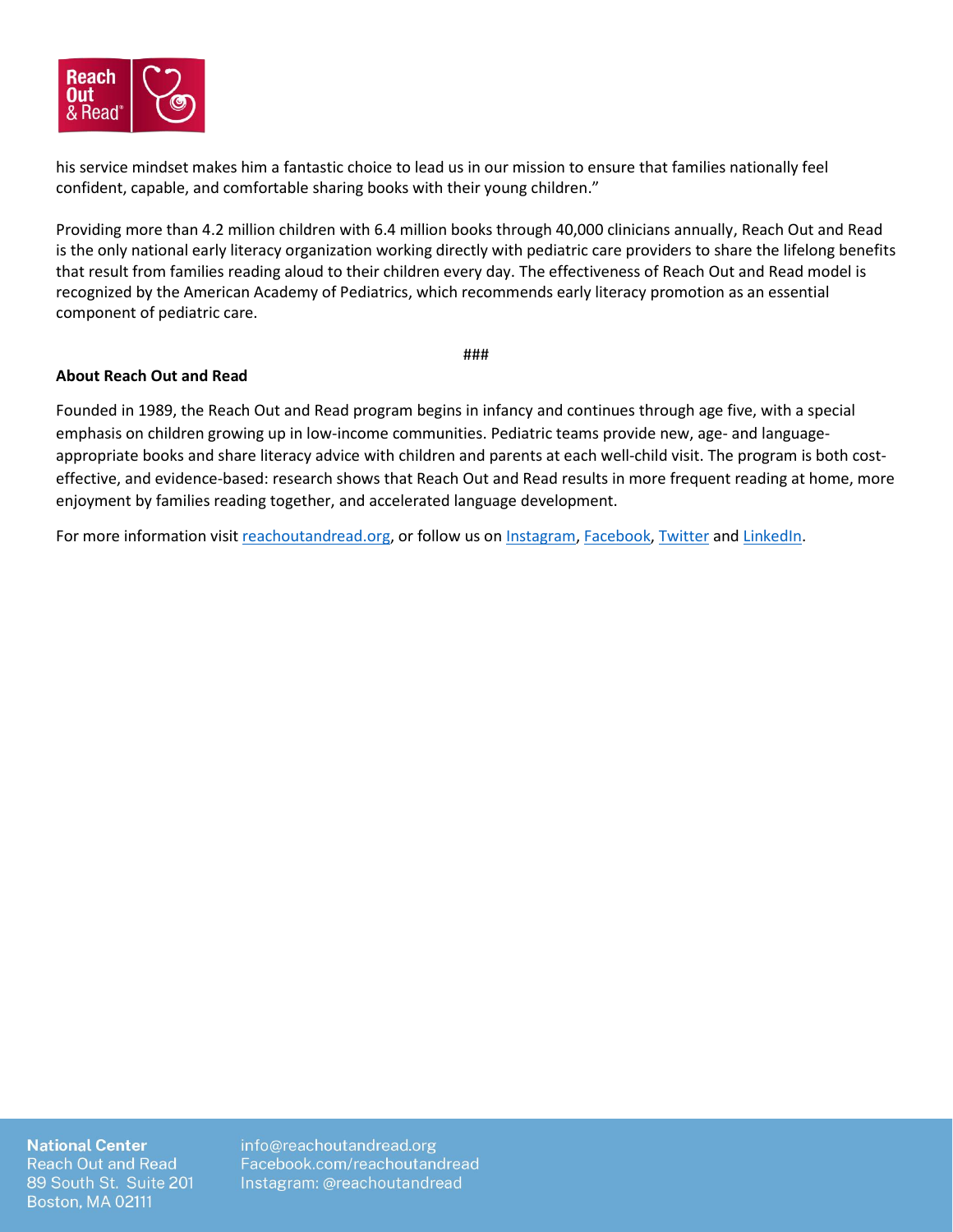his service mindset makes him a fantastic choice to lead us in our mission to ensure that families nationally feel confident, capable, and comfortable sharing books with their young children."

Providing more than 4.2 million children with 6.4 million books through 40,000 clinicians annually, Reach Out and Read is the only national early literacy organization working directly with pediatric care providers to share the lifelong benefits that result from families reading aloud to their children every day. The effectiveness of Reach Out and Read model is recognized by the American Academy of Pediatrics, which recommends early literacy promotion as an essential component of pediatric care.

###

**About Reach Out and Read**

Founded in 1989, the Reach Out and Read program begins in infancy and continues through age five, with a special emphasis on children growing up in low-income communities. Pediatric teams provide new, age- and language-appropriate books and share literacy advice with children and parents at each well-child visit. The program is both cost-effective, and evidence-based: research shows that Reach Out and Read results in more frequent reading at home, more enjoyment by families reading together, and accelerated language development.

For more information visit [reachoutandread.org](https://reachoutandread.org), or follow us on Instagram, Facebook, Twitter and LinkedIn.

**National Center**
Reach Out and Read
89 South St. Suite 201
Boston, MA 02111

info@reachoutandread.org
Facebook.com/reachoutandread
Instagram: @reachoutandread